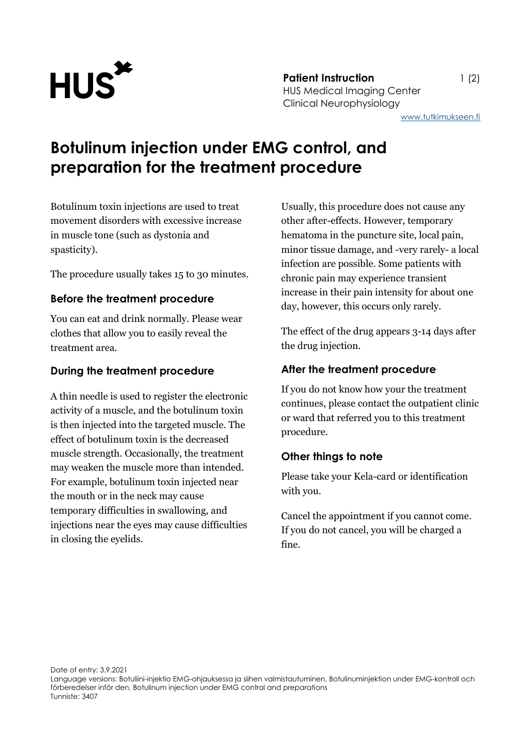HUS

**Patient Instruction**
HUS Medical Imaging Center
Clinical Neurophysiology

www.tutkimukseen.fi

# Botulinum injection under EMG control, and preparation for the treatment procedure

Botulinum toxin injections are used to treat movement disorders with excessive increase in muscle tone (such as dystonia and spasticity).

The procedure usually takes 15 to 30 minutes.

## Before the treatment procedure

You can eat and drink normally. Please wear clothes that allow you to easily reveal the treatment area.

## During the treatment procedure

A thin needle is used to register the electronic activity of a muscle, and the botulinum toxin is then injected into the targeted muscle. The effect of botulinum toxin is the decreased muscle strength. Occasionally, the treatment may weaken the muscle more than intended. For example, botulinum toxin injected near the mouth or in the neck may cause temporary difficulties in swallowing, and injections near the eyes may cause difficulties in closing the eyelids.

Usually, this procedure does not cause any other after-effects. However, temporary hematoma in the puncture site, local pain, minor tissue damage, and -very rarely- a local infection are possible. Some patients with chronic pain may experience transient increase in their pain intensity for about one day, however, this occurs only rarely.

The effect of the drug appears 3-14 days after the drug injection.

## After the treatment procedure

If you do not know how your the treatment continues, please contact the outpatient clinic or ward that referred you to this treatment procedure.

## Other things to note

Please take your Kela-card or identification with you.

Cancel the appointment if you cannot come. If you do not cancel, you will be charged a fine.

Date of entry: 3.9.2021
Language versions: Botuliini-injektio EMG-ohjauksessa ja siihen valmistautuminen, Botulinuminjektion under EMG-kontroll och förberedelser inför den, Botulinum injection under EMG control and preparations
Tunniste: 3407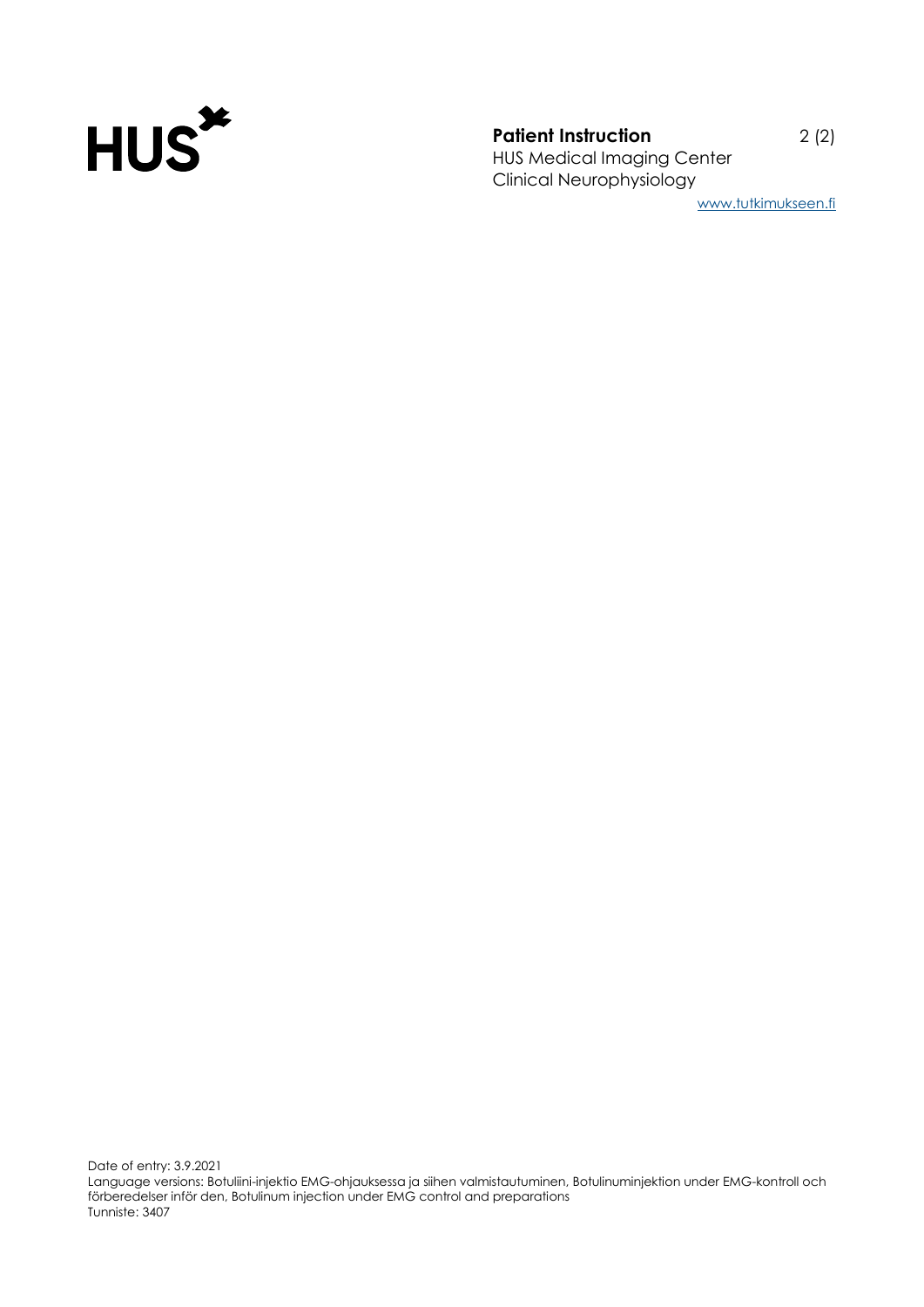Date of entry: 3.9.2021

Language versions: Botuliini-injektio EMG-ohjauksessa ja siihen valmistautuminen, Botulinuminjektion under EMG-kontroll och förberedelser inför den, Botulinum injection under EMG control and preparations

Tunniste: 3407